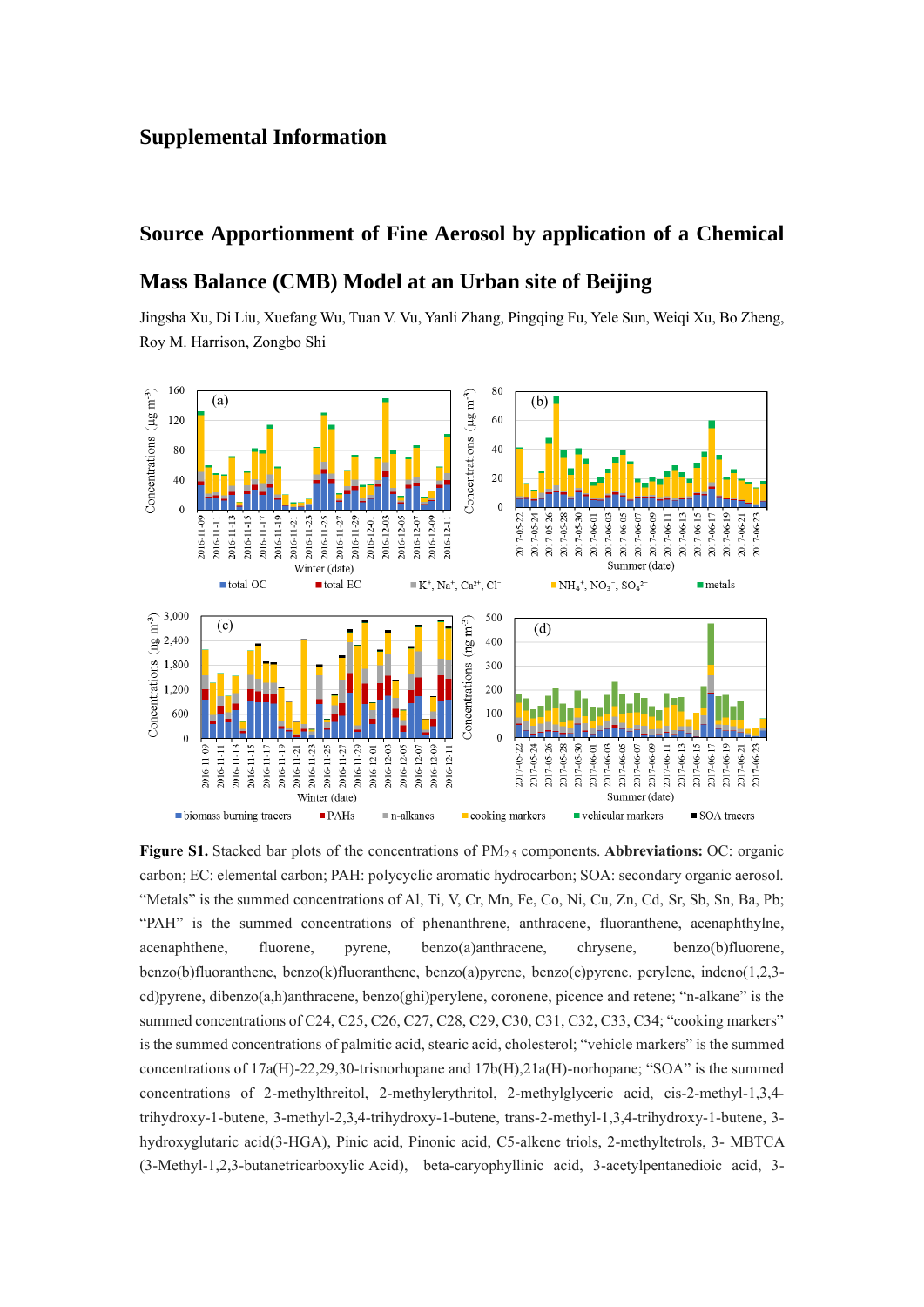# Supplemental Information

## Source Apportionment of Fine Aerosol by application of a Chemical Mass Balance (CMB) Model at an Urban site of Beijing

Jingsha Xu, Di Liu, Xuefang Wu, Tuan V. Vu, Yanli Zhang, Pingqing Fu, Yele Sun, Weiqi Xu, Bo Zheng, Roy M. Harrison, Zongbo Shi

**Figure S1.** Stacked bar plots of the concentrations of $PM_{2.5}$ components. **Abbreviations:** OC: organic carbon; EC: elemental carbon; PAH: polycyclic aromatic hydrocarbon; SOA: secondary organic aerosol. "Metals" is the summed concentrations of Al, Ti, V, Cr, Mn, Fe, Co, Ni, Cu, Zn, Cd, Sr, Sb, Sn, Ba, Pb; "PAH" is the summed concentrations of phenanthrene, anthracene, fluoranthene, acenaphthylne, acenaphthene, fluorene, pyrene, benzo(a)anthracene, chrysene, benzo(b)fluorene, benzo(b)fluoranthene, benzo(k)fluoranthene, benzo(a)pyrene, benzo(e)pyrene, perylene, indeno(1,2,3-cd)pyrene, dibenzo(a,h)anthracene, benzo(ghi)perylene, coronene, picence and retene; "n-alkane" is the summed concentrations of C24, C25, C26, C27, C28, C29, C30, C31, C32, C33, C34; "cooking markers" is the summed concentrations of palmitic acid, stearic acid, cholesterol; "vehicle markers" is the summed concentrations of 17a(H)-22,29,30-trisnorhopane and 17b(H),21a(H)-norhopane; "SOA" is the summed concentrations of 2-methylthreitol, 2-methylerythritol, 2-methylglyceric acid, cis-2-methyl-1,3,4-trihydroxy-1-butene, 3-methyl-2,3,4-trihydroxy-1-butene, trans-2-methyl-1,3,4-trihydroxy-1-butene, 3-hydroxyglutaric acid(3-HGA), Pinic acid, Pinonic acid, C5-alkene triols, 2-methyltetrols, 3- MBTCA (3-Methyl-1,2,3-butanetricarboxylic Acid), beta-caryophyllinic acid, 3-acetylpentanedioic acid, 3-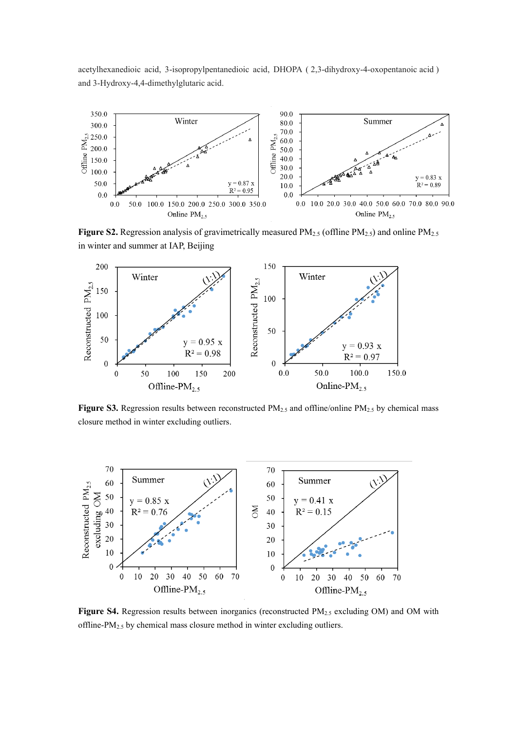acetylhexanedioic acid, 3-isopropylpentanedioic acid, DHOPA ( 2,3-dihydroxy-4-oxopentanoic acid ) and 3-Hydroxy-4,4-dimethylglutaric acid.

**Figure S2.** Regression analysis of gravimetrically measured $PM_{2.5}$ (offline $PM_{2.5}$) and online $PM_{2.5}$ in winter and summer at IAP, Beijing

**Figure S3.** Regression results between reconstructed $PM_{2.5}$ and offline/online $PM_{2.5}$ by chemical mass closure method in winter excluding outliers.

**Figure S4.** Regression results between inorganics (reconstructed $PM_{2.5}$ excluding OM) and OM with offline-$PM_{2.5}$ by chemical mass closure method in winter excluding outliers.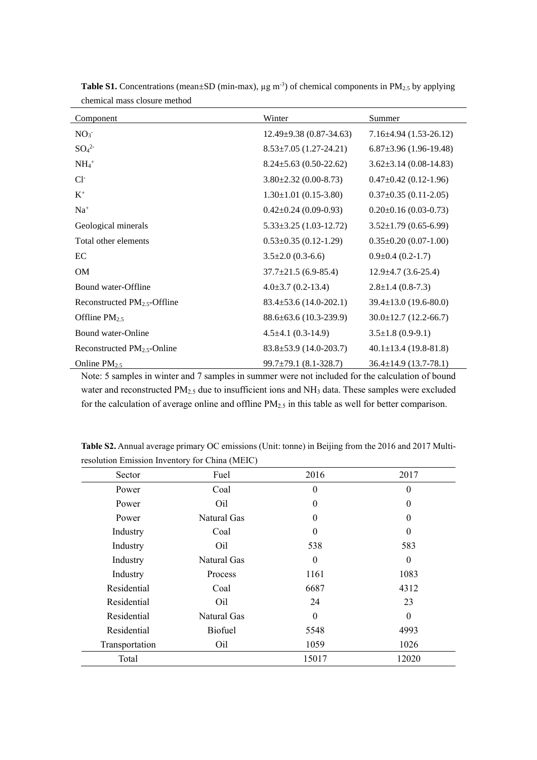**Table S1.** Concentrations (mean±SD (min-max), μg m$^{-3}$) of chemical components in $PM_{2.5}$ by applying chemical mass closure method

| Component | Winter | Summer |
|---|---|---|
| $NO_3^-$ | 12.49±9.38 (0.87-34.63) | 7.16±4.94 (1.53-26.12) |
| $SO_4^{2-}$ | 8.53±7.05 (1.27-24.21) | 6.87±3.96 (1.96-19.48) |
| $NH_4^+$ | 8.24±5.63 (0.50-22.62) | 3.62±3.14 (0.08-14.83) |
| $Cl^-$ | 3.80±2.32 (0.00-8.73) | 0.47±0.42 (0.12-1.96) |
| $K^+$ | 1.30±1.01 (0.15-3.80) | 0.37±0.35 (0.11-2.05) |
| $Na^+$ | 0.42±0.24 (0.09-0.93) | 0.20±0.16 (0.03-0.73) |
| Geological minerals | 5.33±3.25 (1.03-12.72) | 3.52±1.79 (0.65-6.99) |
| Total other elements | 0.53±0.35 (0.12-1.29) | 0.35±0.20 (0.07-1.00) |
| EC | 3.5±2.0 (0.3-6.6) | 0.9±0.4 (0.2-1.7) |
| OM | 37.7±21.5 (6.9-85.4) | 12.9±4.7 (3.6-25.4) |
| Bound water-Offline | 4.0±3.7 (0.2-13.4) | 2.8±1.4 (0.8-7.3) |
| Reconstructed $PM_{2.5}$-Offline | 83.4±53.6 (14.0-202.1) | 39.4±13.0 (19.6-80.0) |
| Offline $PM_{2.5}$ | 88.6±63.6 (10.3-239.9) | 30.0±12.7 (12.2-66.7) |
| Bound water-Online | 4.5±4.1 (0.3-14.9) | 3.5±1.8 (0.9-9.1) |
| Reconstructed $PM_{2.5}$-Online | 83.8±53.9 (14.0-203.7) | 40.1±13.4 (19.8-81.8) |
| Online $PM_{2.5}$ | 99.7±79.1 (8.1-328.7) | 36.4±14.9 (13.7-78.1) |

Note: 5 samples in winter and 7 samples in summer were not included for the calculation of bound water and reconstructed $PM_{2.5}$ due to insufficient ions and $NH_3$ data. These samples were excluded for the calculation of average online and offline $PM_{2.5}$ in this table as well for better comparison.

**Table S2.** Annual average primary OC emissions (Unit: tonne) in Beijing from the 2016 and 2017 Multi-resolution Emission Inventory for China (MEIC)

| Sector | Fuel | 2016 | 2017 |
|---|---|---|---|
| Power | Coal | 0 | 0 |
| Power | Oil | 0 | 0 |
| Power | Natural Gas | 0 | 0 |
| Industry | Coal | 0 | 0 |
| Industry | Oil | 538 | 583 |
| Industry | Natural Gas | 0 | 0 |
| Industry | Process | 1161 | 1083 |
| Residential | Coal | 6687 | 4312 |
| Residential | Oil | 24 | 23 |
| Residential | Natural Gas | 0 | 0 |
| Residential | Biofuel | 5548 | 4993 |
| Transportation | Oil | 1059 | 1026 |
| Total | | 15017 | 12020 |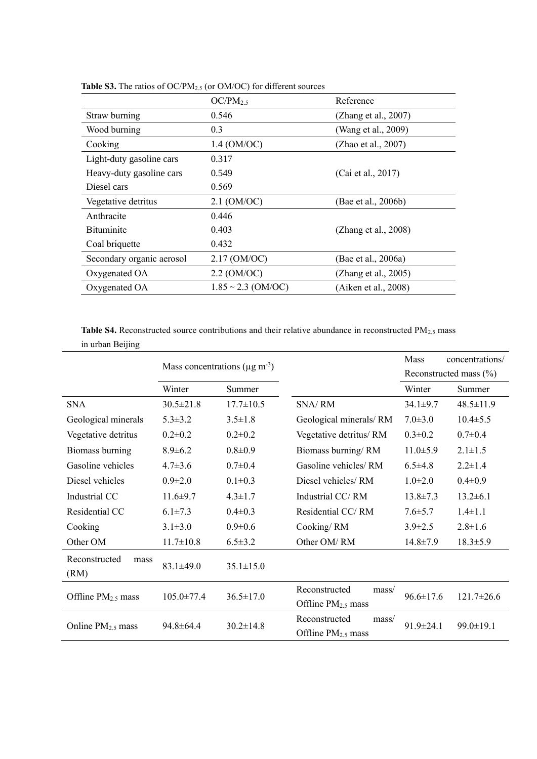**Table S3.** The ratios of $OC/PM_{2.5}$ (or OM/OC) for different sources

| | $OC/PM_{2.5}$ | Reference |
|---|---|---|
| Straw burning | 0.546 | (Zhang et al., 2007) |
| Wood burning | 0.3 | (Wang et al., 2009) |
| Cooking | 1.4 (OM/OC) | (Zhao et al., 2007) |
| Light-duty gasoline cars | 0.317 | |
| Heavy-duty gasoline cars | 0.549 | (Cai et al., 2017) |
| Diesel cars | 0.569 | |
| Vegetative detritus | 2.1 (OM/OC) | (Bae et al., 2006b) |
| Anthracite | 0.446 | |
| Bituminite | 0.403 | (Zhang et al., 2008) |
| Coal briquette | 0.432 | |
| Secondary organic aerosol | 2.17 (OM/OC) | (Bae et al., 2006a) |
| Oxygenated OA | 2.2 (OM/OC) | (Zhang et al., 2005) |
| Oxygenated OA | 1.85 ~ 2.3 (OM/OC) | (Aiken et al., 2008) |

**Table S4.** Reconstructed source contributions and their relative abundance in reconstructed $PM_{2.5}$ mass in urban Beijing

| | Mass concentrations ($\mu g\ m^{-3}$) | | | Mass concentrations/ Reconstructed mass (%) | |
|---|---|---|---|---|---|
| | Winter | Summer | | Winter | Summer |
| SNA | 30.5±21.8 | 17.7±10.5 | SNA/ RM | 34.1±9.7 | 48.5±11.9 |
| Geological minerals | 5.3±3.2 | 3.5±1.8 | Geological minerals/ RM | 7.0±3.0 | 10.4±5.5 |
| Vegetative detritus | 0.2±0.2 | 0.2±0.2 | Vegetative detritus/ RM | 0.3±0.2 | 0.7±0.4 |
| Biomass burning | 8.9±6.2 | 0.8±0.9 | Biomass burning/ RM | 11.0±5.9 | 2.1±1.5 |
| Gasoline vehicles | 4.7±3.6 | 0.7±0.4 | Gasoline vehicles/ RM | 6.5±4.8 | 2.2±1.4 |
| Diesel vehicles | 0.9±2.0 | 0.1±0.3 | Diesel vehicles/ RM | 1.0±2.0 | 0.4±0.9 |
| Industrial CC | 11.6±9.7 | 4.3±1.7 | Industrial CC/ RM | 13.8±7.3 | 13.2±6.1 |
| Residential CC | 6.1±7.3 | 0.4±0.3 | Residential CC/ RM | 7.6±5.7 | 1.4±1.1 |
| Cooking | 3.1±3.0 | 0.9±0.6 | Cooking/ RM | 3.9±2.5 | 2.8±1.6 |
| Other OM | 11.7±10.8 | 6.5±3.2 | Other OM/ RM | 14.8±7.9 | 18.3±5.9 |
| Reconstructed mass (RM) | 83.1±49.0 | 35.1±15.0 | | | |
| Offline $PM_{2.5}$ mass | 105.0±77.4 | 36.5±17.0 | Reconstructed mass/ Offline $PM_{2.5}$ mass | 96.6±17.6 | 121.7±26.6 |
| Online $PM_{2.5}$ mass | 94.8±64.4 | 30.2±14.8 | Reconstructed mass/ Offline $PM_{2.5}$ mass | 91.9±24.1 | 99.0±19.1 |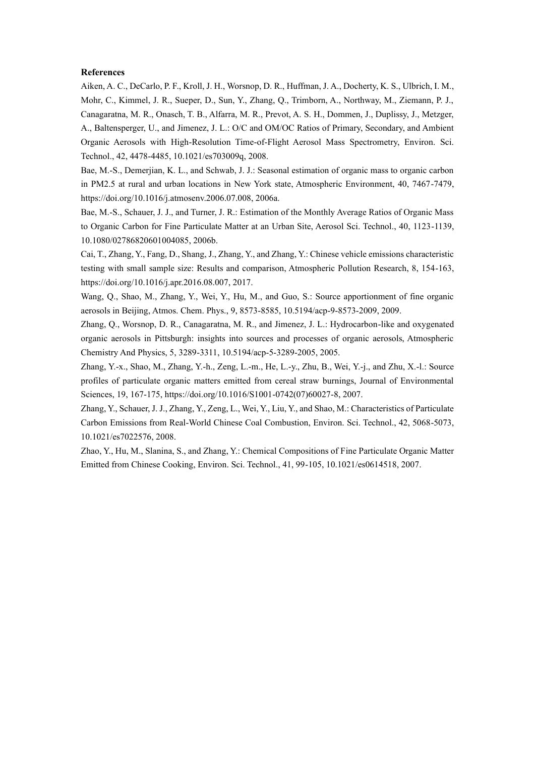**References**

Aiken, A. C., DeCarlo, P. F., Kroll, J. H., Worsnop, D. R., Huffman, J. A., Docherty, K. S., Ulbrich, I. M., Mohr, C., Kimmel, J. R., Sueper, D., Sun, Y., Zhang, Q., Trimborn, A., Northway, M., Ziemann, P. J., Canagaratna, M. R., Onasch, T. B., Alfarra, M. R., Prevot, A. S. H., Dommen, J., Duplissy, J., Metzger, A., Baltensperger, U., and Jimenez, J. L.: O/C and OM/OC Ratios of Primary, Secondary, and Ambient Organic Aerosols with High-Resolution Time-of-Flight Aerosol Mass Spectrometry, Environ. Sci. Technol., 42, 4478-4485, 10.1021/es703009q, 2008.

Bae, M.-S., Demerjian, K. L., and Schwab, J. J.: Seasonal estimation of organic mass to organic carbon in PM2.5 at rural and urban locations in New York state, Atmospheric Environment, 40, 7467-7479, https://doi.org/10.1016/j.atmosenv.2006.07.008, 2006a.

Bae, M.-S., Schauer, J. J., and Turner, J. R.: Estimation of the Monthly Average Ratios of Organic Mass to Organic Carbon for Fine Particulate Matter at an Urban Site, Aerosol Sci. Technol., 40, 1123-1139, 10.1080/02786820601004085, 2006b.

Cai, T., Zhang, Y., Fang, D., Shang, J., Zhang, Y., and Zhang, Y.: Chinese vehicle emissions characteristic testing with small sample size: Results and comparison, Atmospheric Pollution Research, 8, 154-163, https://doi.org/10.1016/j.apr.2016.08.007, 2017.

Wang, Q., Shao, M., Zhang, Y., Wei, Y., Hu, M., and Guo, S.: Source apportionment of fine organic aerosols in Beijing, Atmos. Chem. Phys., 9, 8573-8585, 10.5194/acp-9-8573-2009, 2009.

Zhang, Q., Worsnop, D. R., Canagaratna, M. R., and Jimenez, J. L.: Hydrocarbon-like and oxygenated organic aerosols in Pittsburgh: insights into sources and processes of organic aerosols, Atmospheric Chemistry And Physics, 5, 3289-3311, 10.5194/acp-5-3289-2005, 2005.

Zhang, Y.-x., Shao, M., Zhang, Y.-h., Zeng, L.-m., He, L.-y., Zhu, B., Wei, Y.-j., and Zhu, X.-l.: Source profiles of particulate organic matters emitted from cereal straw burnings, Journal of Environmental Sciences, 19, 167-175, https://doi.org/10.1016/S1001-0742(07)60027-8, 2007.

Zhang, Y., Schauer, J. J., Zhang, Y., Zeng, L., Wei, Y., Liu, Y., and Shao, M.: Characteristics of Particulate Carbon Emissions from Real-World Chinese Coal Combustion, Environ. Sci. Technol., 42, 5068-5073, 10.1021/es7022576, 2008.

Zhao, Y., Hu, M., Slanina, S., and Zhang, Y.: Chemical Compositions of Fine Particulate Organic Matter Emitted from Chinese Cooking, Environ. Sci. Technol., 41, 99-105, 10.1021/es0614518, 2007.